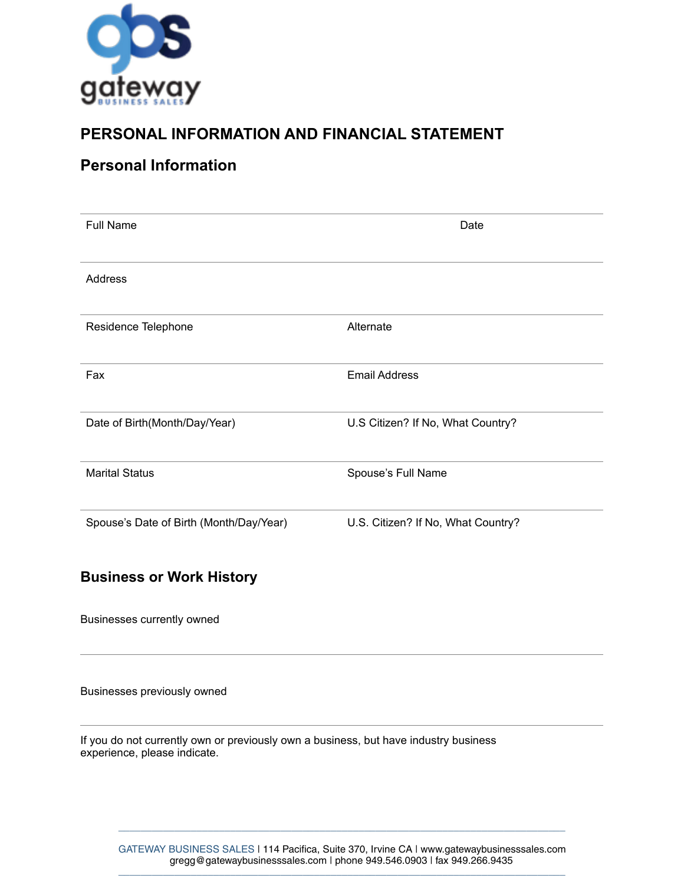# PERSONAL INFORMATION AND FINANCIAL STATEMENT

## Personal Information

| | |
|---|---|
| Full Name | Date |
| Address | |
| Residence Telephone | Alternate |
| Fax | Email Address |
| Date of Birth(Month/Day/Year) | U.S Citizen? If No, What Country? |
| Marital Status | Spouse’s Full Name |
| Spouse’s Date of Birth (Month/Day/Year) | U.S. Citizen? If No, What Country? |

## Business or Work History

Businesses currently owned

Businesses previously owned

If you do not currently own or previously own a business, but have industry business experience, please indicate.

GATEWAY BUSINESS SALES | 114 Pacifica, Suite 370, Irvine CA | www.gatewaybusinesssales.com
gregg@gatewaybusinesssales.com | phone 949.546.0903 | fax 949.266.9435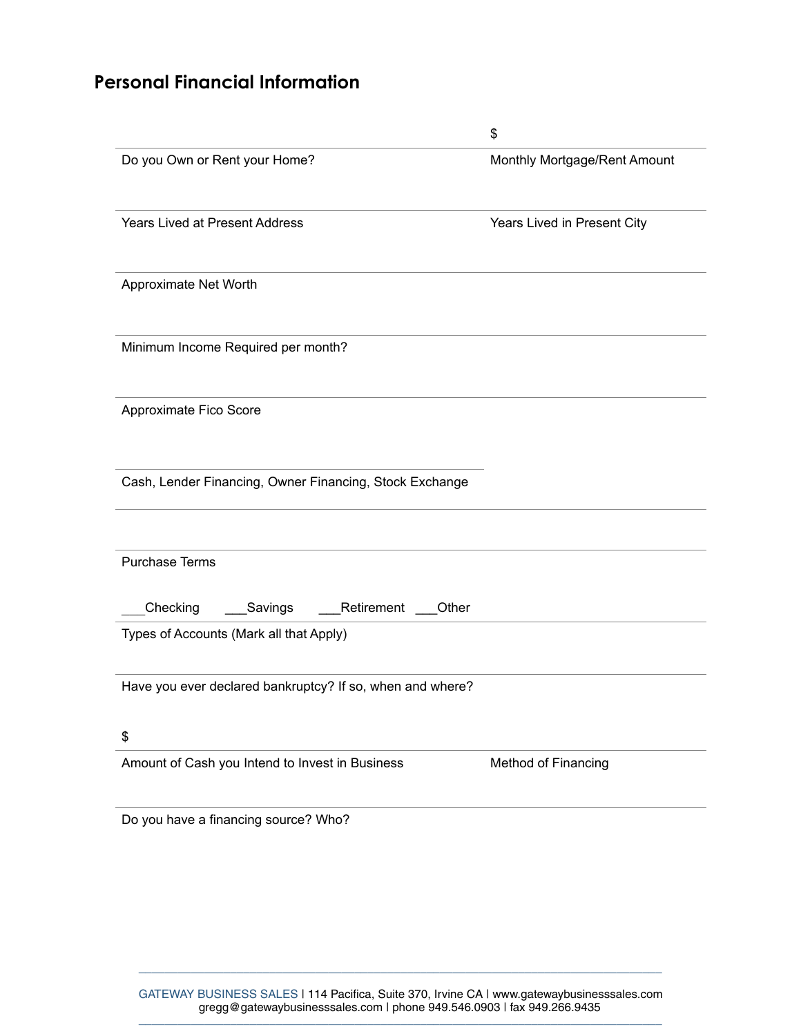## Personal Financial Information

| | $ |
|---|---|
| Do you Own or Rent your Home? | Monthly Mortgage/Rent Amount |
| Years Lived at Present Address | Years Lived in Present City |

Approximate Net Worth

Minimum Income Required per month?

Approximate Fico Score

Cash, Lender Financing, Owner Financing, Stock Exchange

Purchase Terms

___Checking ___Savings ___Retirement ___Other

Types of Accounts (Mark all that Apply)

Have you ever declared bankruptcy? If so, when and where?

| $ | |
|---|---|
| Amount of Cash you Intend to Invest in Business | Method of Financing |

Do you have a financing source? Who?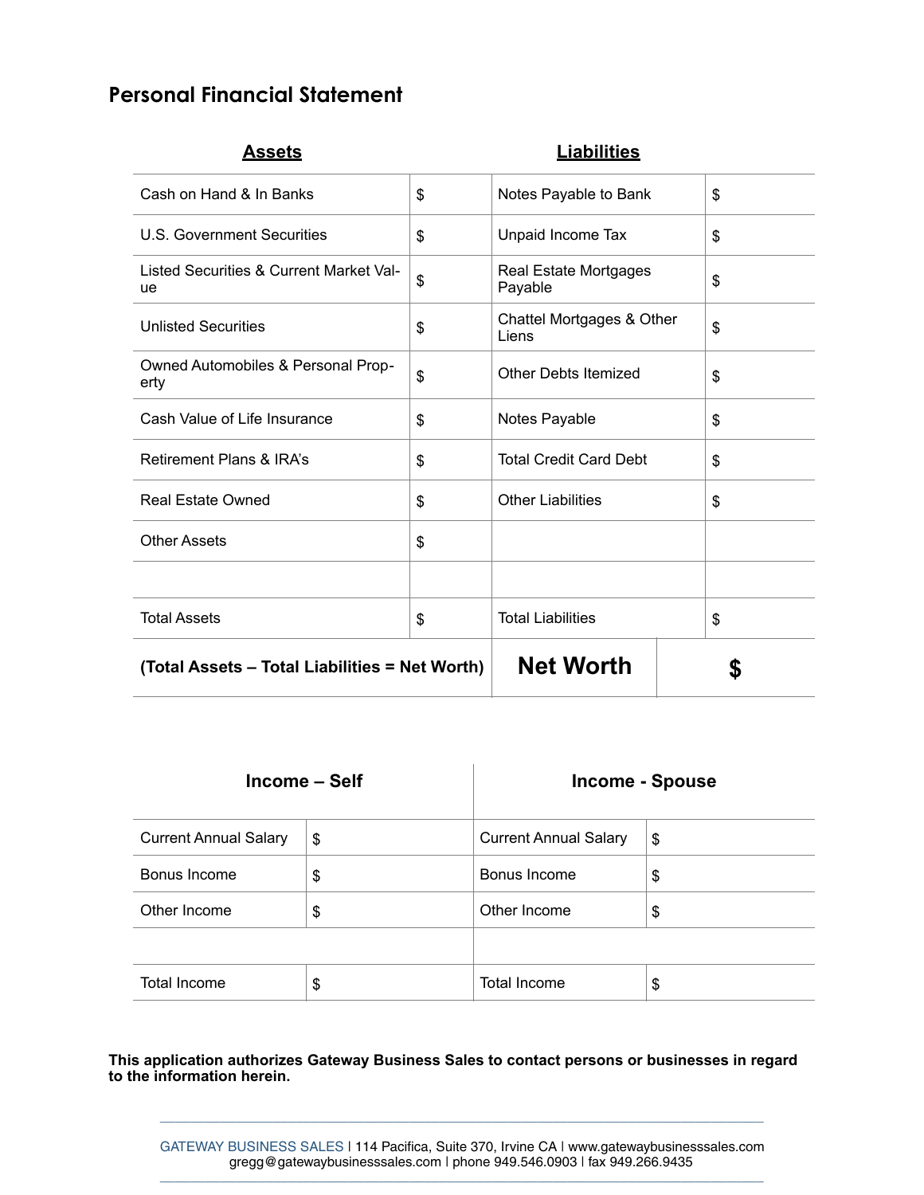# Personal Financial Statement

| Assets | | Liabilities | |
|---|---|---|---|
| Cash on Hand & In Banks | $ | Notes Payable to Bank | $ |
| U.S. Government Securities | $ | Unpaid Income Tax | $ |
| Listed Securities & Current Market Value | $ | Real Estate Mortgages Payable | $ |
| Unlisted Securities | $ | Chattel Mortgages & Other Liens | $ |
| Owned Automobiles & Personal Property | $ | Other Debts Itemized | $ |
| Cash Value of Life Insurance | $ | Notes Payable | $ |
| Retirement Plans & IRA's | $ | Total Credit Card Debt | $ |
| Real Estate Owned | $ | Other Liabilities | $ |
| Other Assets | $ | | |
| | | | |
| Total Assets | $ | Total Liabilities | $ |
| **(Total Assets – Total Liabilities = Net Worth)** | | **Net Worth** | **$** |

| Income – Self | | Income - Spouse | |
|---|---|---|---|
| Current Annual Salary | $ | Current Annual Salary | $ |
| Bonus Income | $ | Bonus Income | $ |
| Other Income | $ | Other Income | $ |
| | | | |
| Total Income | $ | Total Income | $ |

**This application authorizes Gateway Business Sales to contact persons or businesses in regard to the information herein.**

GATEWAY BUSINESS SALES | 114 Pacifica, Suite 370, Irvine CA | www.gatewaybusinesssales.com
gregg@gatewaybusinesssales.com | phone 949.546.0903 | fax 949.266.9435